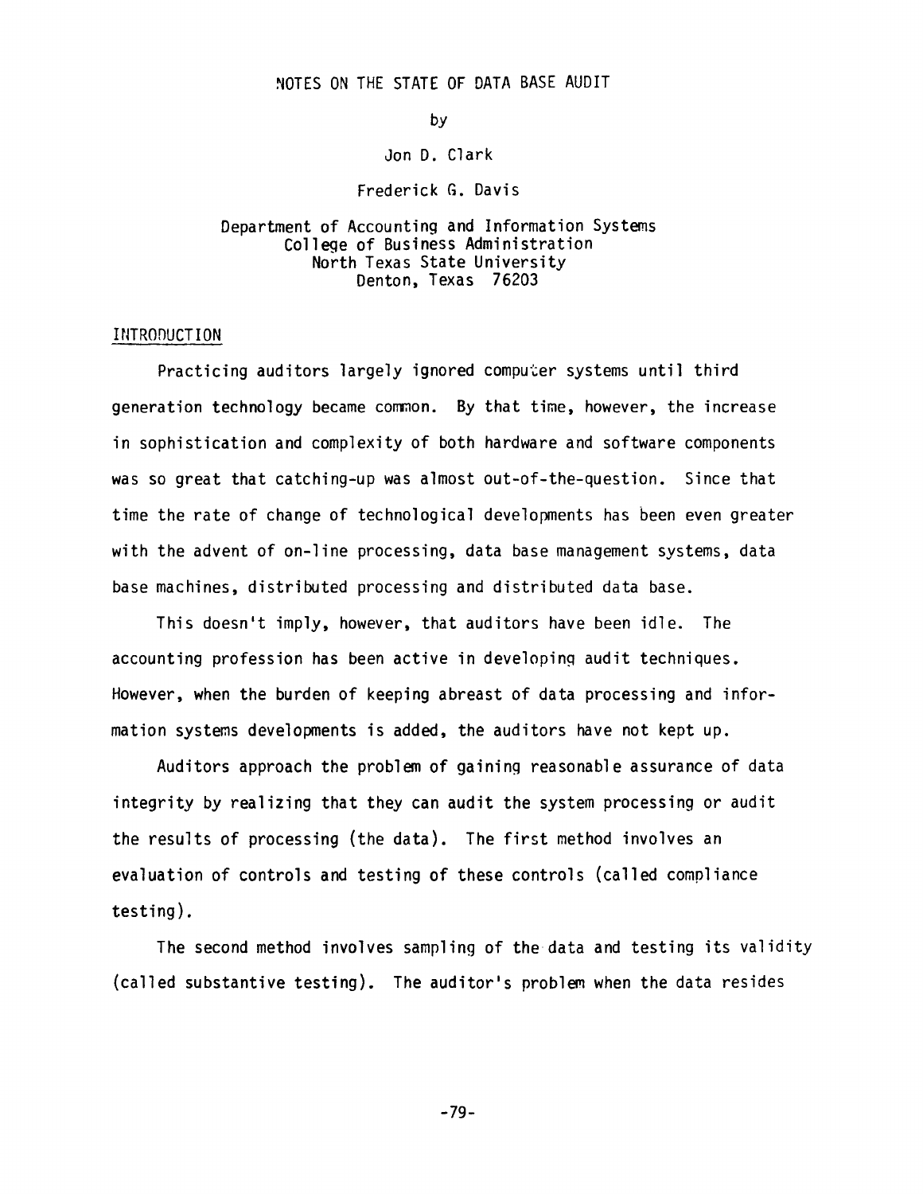# NOTES ON THE STATE OF DATA BASE AUDIT

by

Jon D. Clark

Frederick G. Davis

Department of Accounting and Information Systems
College of Business Administration
North Texas State University
Denton, Texas 76203

## INTRODUCTION

Practicing auditors largely ignored computer systems until third generation technology became common. By that time, however, the increase in sophistication and complexity of both hardware and software components was so great that catching-up was almost out-of-the-question. Since that time the rate of change of technological developments has been even greater with the advent of on-line processing, data base management systems, data base machines, distributed processing and distributed data base.

This doesn't imply, however, that auditors have been idle. The accounting profession has been active in developing audit techniques. However, when the burden of keeping abreast of data processing and information systems developments is added, the auditors have not kept up.

Auditors approach the problem of gaining reasonable assurance of data integrity by realizing that they can audit the system processing or audit the results of processing (the data). The first method involves an evaluation of controls and testing of these controls (called compliance testing).

The second method involves sampling of the data and testing its validity (called substantive testing). The auditor's problem when the data resides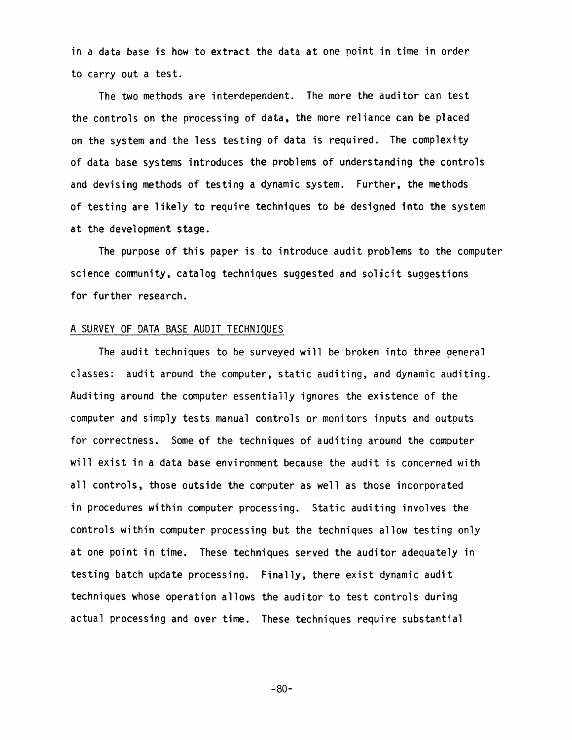in a data base is how to extract the data at one point in time in order to carry out a test.

The two methods are interdependent. The more the auditor can test the controls on the processing of data, the more reliance can be placed on the system and the less testing of data is required. The complexity of data base systems introduces the problems of understanding the controls and devising methods of testing a dynamic system. Further, the methods of testing are likely to require techniques to be designed into the system at the development stage.

The purpose of this paper is to introduce audit problems to the computer science community, catalog techniques suggested and solicit suggestions for further research.

## A SURVEY OF DATA BASE AUDIT TECHNIQUES

The audit techniques to be surveyed will be broken into three general classes: audit around the computer, static auditing, and dynamic auditing. Auditing around the computer essentially ignores the existence of the computer and simply tests manual controls or monitors inputs and outputs for correctness. Some of the techniques of auditing around the computer will exist in a data base environment because the audit is concerned with all controls, those outside the computer as well as those incorporated in procedures within computer processing. Static auditing involves the controls within computer processing but the techniques allow testing only at one point in time. These techniques served the auditor adequately in testing batch update processing. Finally, there exist dynamic audit techniques whose operation allows the auditor to test controls during actual processing and over time. These techniques require substantial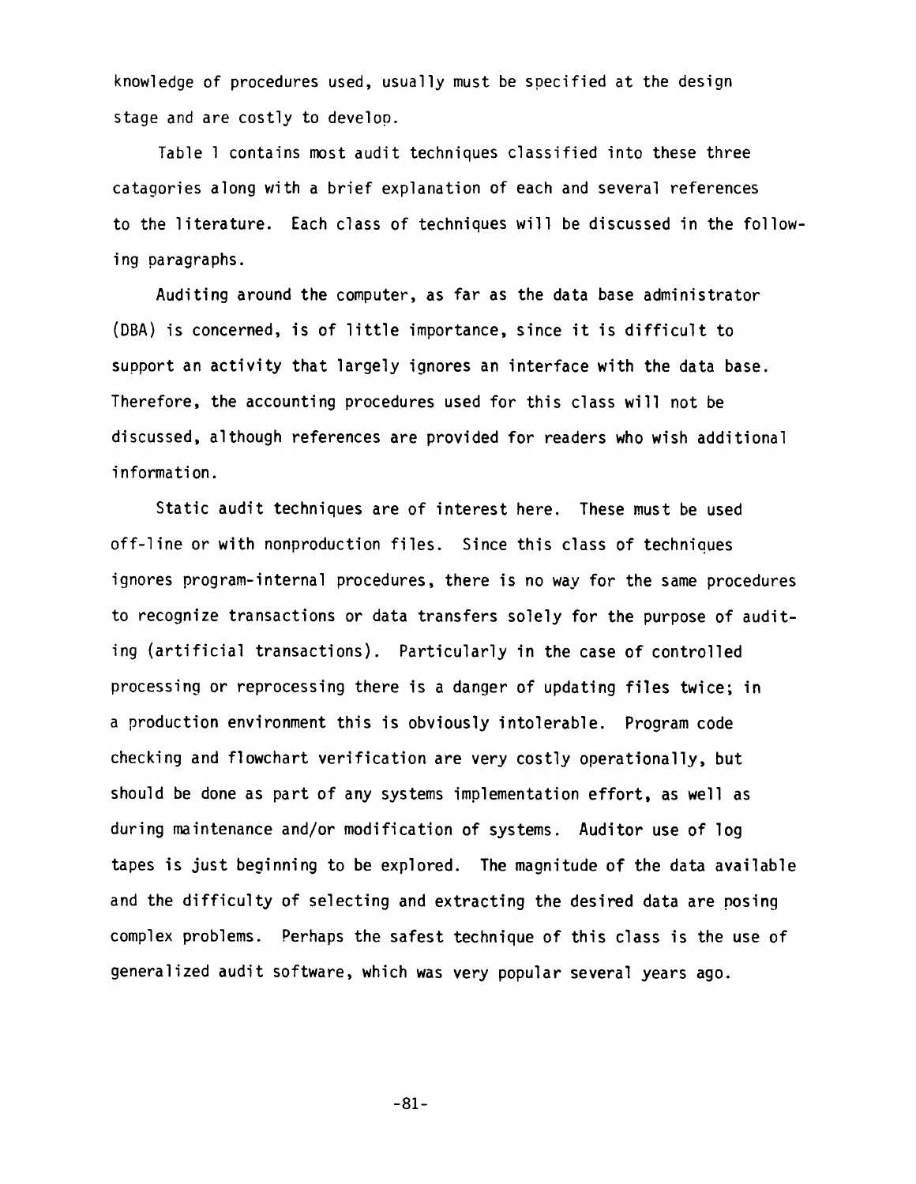knowledge of procedures used, usually must be specified at the design stage and are costly to develop.

Table 1 contains most audit techniques classified into these three catagories along with a brief explanation of each and several references to the literature. Each class of techniques will be discussed in the following paragraphs.

Auditing around the computer, as far as the data base administrator (DBA) is concerned, is of little importance, since it is difficult to support an activity that largely ignores an interface with the data base. Therefore, the accounting procedures used for this class will not be discussed, although references are provided for readers who wish additional information.

Static audit techniques are of interest here. These must be used off-line or with nonproduction files. Since this class of techniques ignores program-internal procedures, there is no way for the same procedures to recognize transactions or data transfers solely for the purpose of auditing (artificial transactions). Particularly in the case of controlled processing or reprocessing there is a danger of updating files twice; in a production environment this is obviously intolerable. Program code checking and flowchart verification are very costly operationally, but should be done as part of any systems implementation effort, as well as during maintenance and/or modification of systems. Auditor use of log tapes is just beginning to be explored. The magnitude of the data available and the difficulty of selecting and extracting the desired data are posing complex problems. Perhaps the safest technique of this class is the use of generalized audit software, which was very popular several years ago.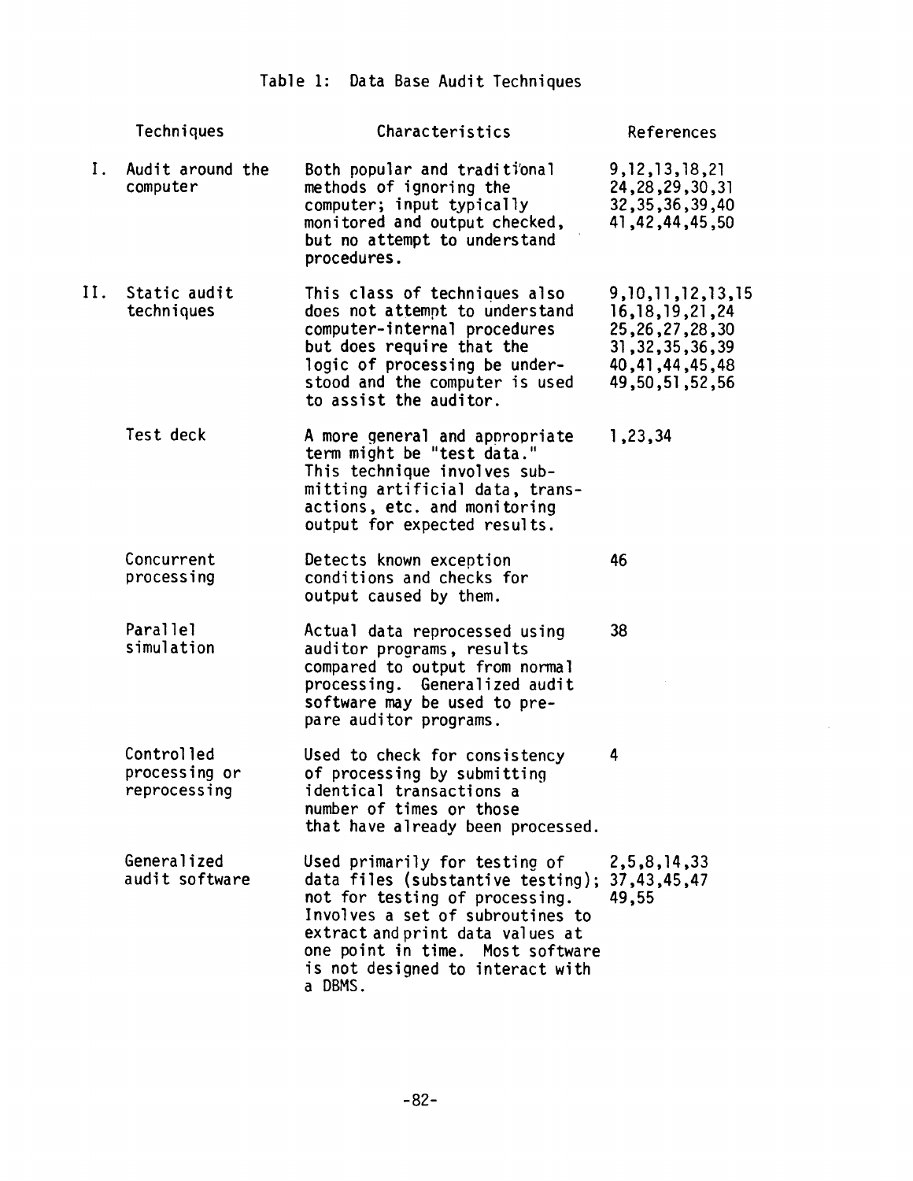Table 1: Data Base Audit Techniques

| Techniques | Characteristics | References |
|---|---|---|
| I. Audit around the computer | Both popular and traditional methods of ignoring the computer; input typically monitored and output checked, but no attempt to understand procedures. | 9,12,13,18,21 24,28,29,30,31 32,35,36,39,40 41,42,44,45,50 |
| II. Static audit techniques | This class of techniques also does not attempt to understand computer-internal procedures but does require that the logic of processing be understood and the computer is used to assist the auditor. | 9,10,11,12,13,15 16,18,19,21,24 25,26,27,28,30 31,32,35,36,39 40,41,44,45,48 49,50,51,52,56 |
| Test deck | A more general and appropriate term might be "test data." This technique involves submitting artificial data, transactions, etc. and monitoring output for expected results. | 1,23,34 |
| Concurrent processing | Detects known exception conditions and checks for output caused by them. | 46 |
| Parallel simulation | Actual data reprocessed using auditor programs, results compared to output from normal processing. Generalized audit software may be used to prepare auditor programs. | 38 |
| Controlled processing or reprocessing | Used to check for consistency of processing by submitting identical transactions a number of times or those that have already been processed. | 4 |
| Generalized audit software | Used primarily for testing of data files (substantive testing); not for testing of processing. Involves a set of subroutines to extract and print data values at one point in time. Most software is not designed to interact with a DBMS. | 2,5,8,14,33 37,43,45,47 49,55 |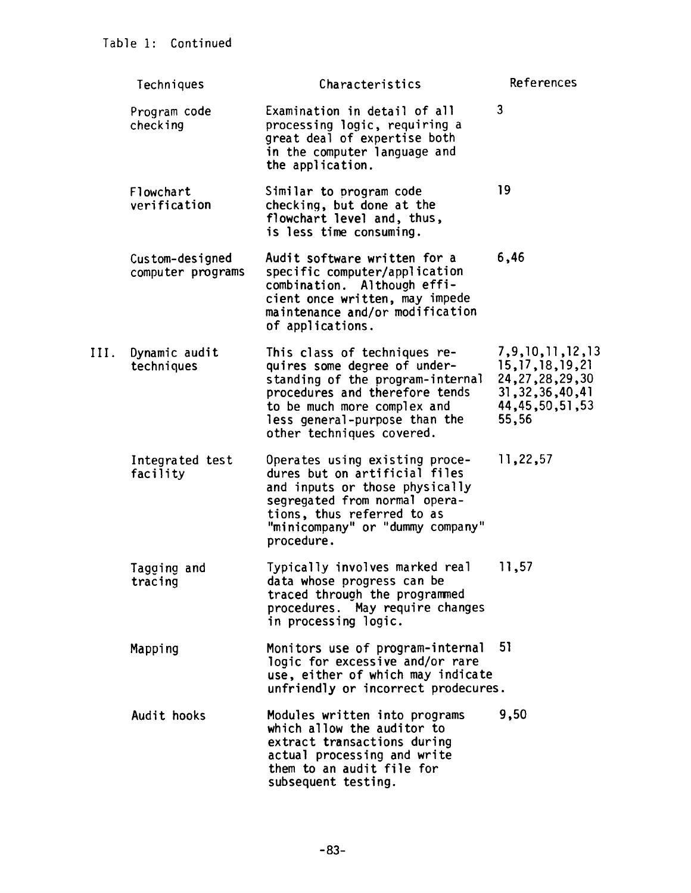Table 1: Continued

| | Techniques | Characteristics | References |
|---|---|---|---|
| | Program code checking | Examination in detail of all processing logic, requiring a great deal of expertise both in the computer language and the application. | 3 |
| | Flowchart verification | Similar to program code checking, but done at the flowchart level and, thus, is less time consuming. | 19 |
| | Custom-designed computer programs | Audit software written for a specific computer/application combination. Although efficient once written, may impede maintenance and/or modification of applications. | 6,46 |
| III. | Dynamic audit techniques | This class of techniques requires some degree of understanding of the program-internal procedures and therefore tends to be much more complex and less general-purpose than the other techniques covered. | 7,9,10,11,12,13 15,17,18,19,21 24,27,28,29,30 31,32,36,40,41 44,45,50,51,53 55,56 |
| | Integrated test facility | Operates using existing procedures but on artificial files and inputs or those physically segregated from normal operations, thus referred to as "minicompany" or "dummy company" procedure. | 11,22,57 |
| | Tagging and tracing | Typically involves marked real data whose progress can be traced through the programmed procedures. May require changes in processing logic. | 11,57 |
| | Mapping | Monitors use of program-internal logic for excessive and/or rare use, either of which may indicate unfriendly or incorrect prodecures. | 51 |
| | Audit hooks | Modules written into programs which allow the auditor to extract transactions during actual processing and write them to an audit file for subsequent testing. | 9,50 |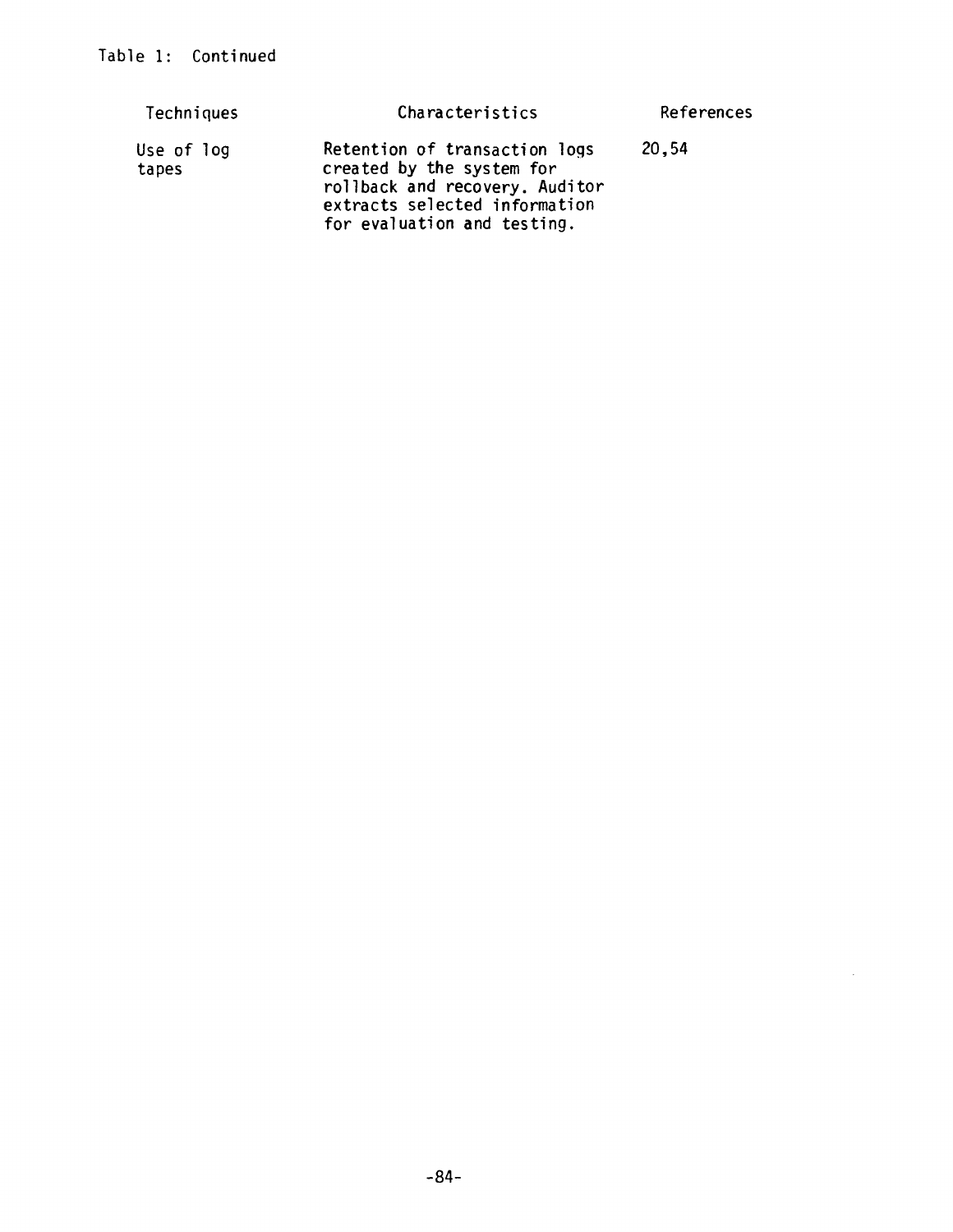Table 1: Continued

| Techniques | Characteristics | References |
| --- | --- | --- |
| Use of log tapes | Retention of transaction logs created by the system for rollback and recovery. Auditor extracts selected information for evaluation and testing. | 20,54 |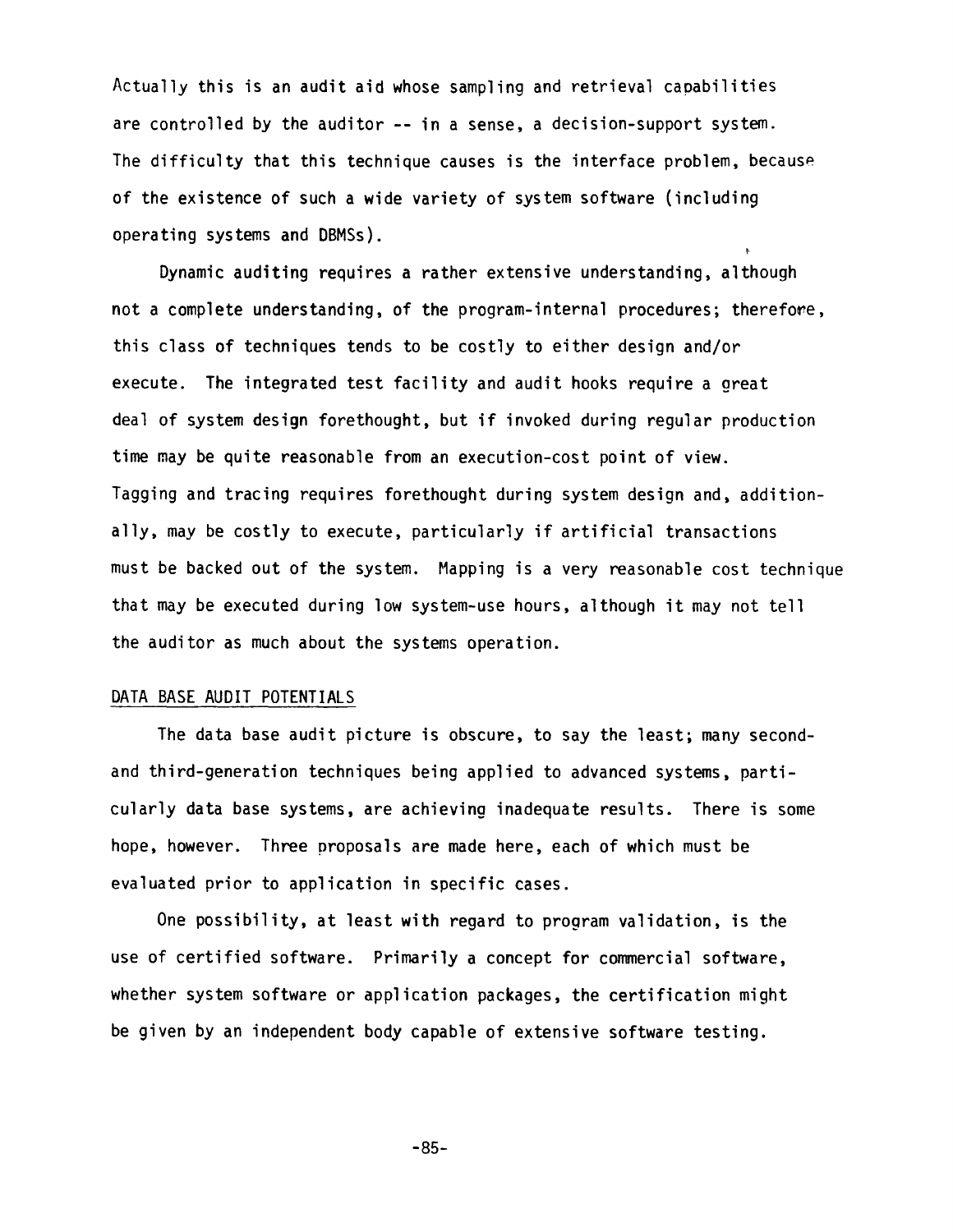Actually this is an audit aid whose sampling and retrieval capabilities are controlled by the auditor -- in a sense, a decision-support system. The difficulty that this technique causes is the interface problem, because of the existence of such a wide variety of system software (including operating systems and DBMSs).

Dynamic auditing requires a rather extensive understanding, although not a complete understanding, of the program-internal procedures; therefore, this class of techniques tends to be costly to either design and/or execute. The integrated test facility and audit hooks require a great deal of system design forethought, but if invoked during regular production time may be quite reasonable from an execution-cost point of view. Tagging and tracing requires forethought during system design and, additionally, may be costly to execute, particularly if artificial transactions must be backed out of the system. Mapping is a very reasonable cost technique that may be executed during low system-use hours, although it may not tell the auditor as much about the systems operation.

## DATA BASE AUDIT POTENTIALS

The data base audit picture is obscure, to say the least; many second- and third-generation techniques being applied to advanced systems, particularly data base systems, are achieving inadequate results. There is some hope, however. Three proposals are made here, each of which must be evaluated prior to application in specific cases.

One possibility, at least with regard to program validation, is the use of certified software. Primarily a concept for commercial software, whether system software or application packages, the certification might be given by an independent body capable of extensive software testing.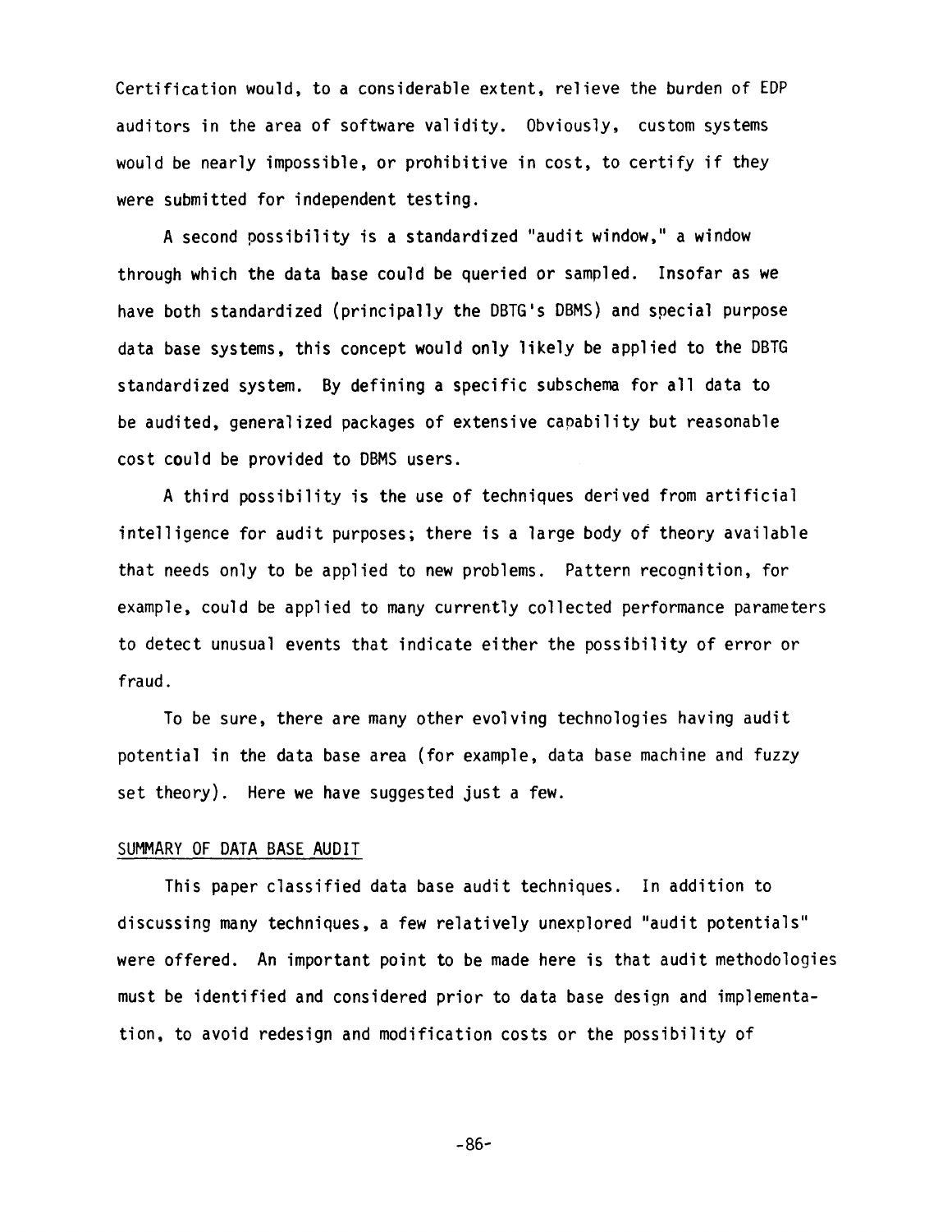Certification would, to a considerable extent, relieve the burden of EDP auditors in the area of software validity. Obviously, custom systems would be nearly impossible, or prohibitive in cost, to certify if they were submitted for independent testing.

A second possibility is a standardized "audit window," a window through which the data base could be queried or sampled. Insofar as we have both standardized (principally the DBTG's DBMS) and special purpose data base systems, this concept would only likely be applied to the DBTG standardized system. By defining a specific subschema for all data to be audited, generalized packages of extensive capability but reasonable cost could be provided to DBMS users.

A third possibility is the use of techniques derived from artificial intelligence for audit purposes; there is a large body of theory available that needs only to be applied to new problems. Pattern recognition, for example, could be applied to many currently collected performance parameters to detect unusual events that indicate either the possibility of error or fraud.

To be sure, there are many other evolving technologies having audit potential in the data base area (for example, data base machine and fuzzy set theory). Here we have suggested just a few.

## SUMMARY OF DATA BASE AUDIT

This paper classified data base audit techniques. In addition to discussing many techniques, a few relatively unexplored "audit potentials" were offered. An important point to be made here is that audit methodologies must be identified and considered prior to data base design and implementation, to avoid redesign and modification costs or the possibility of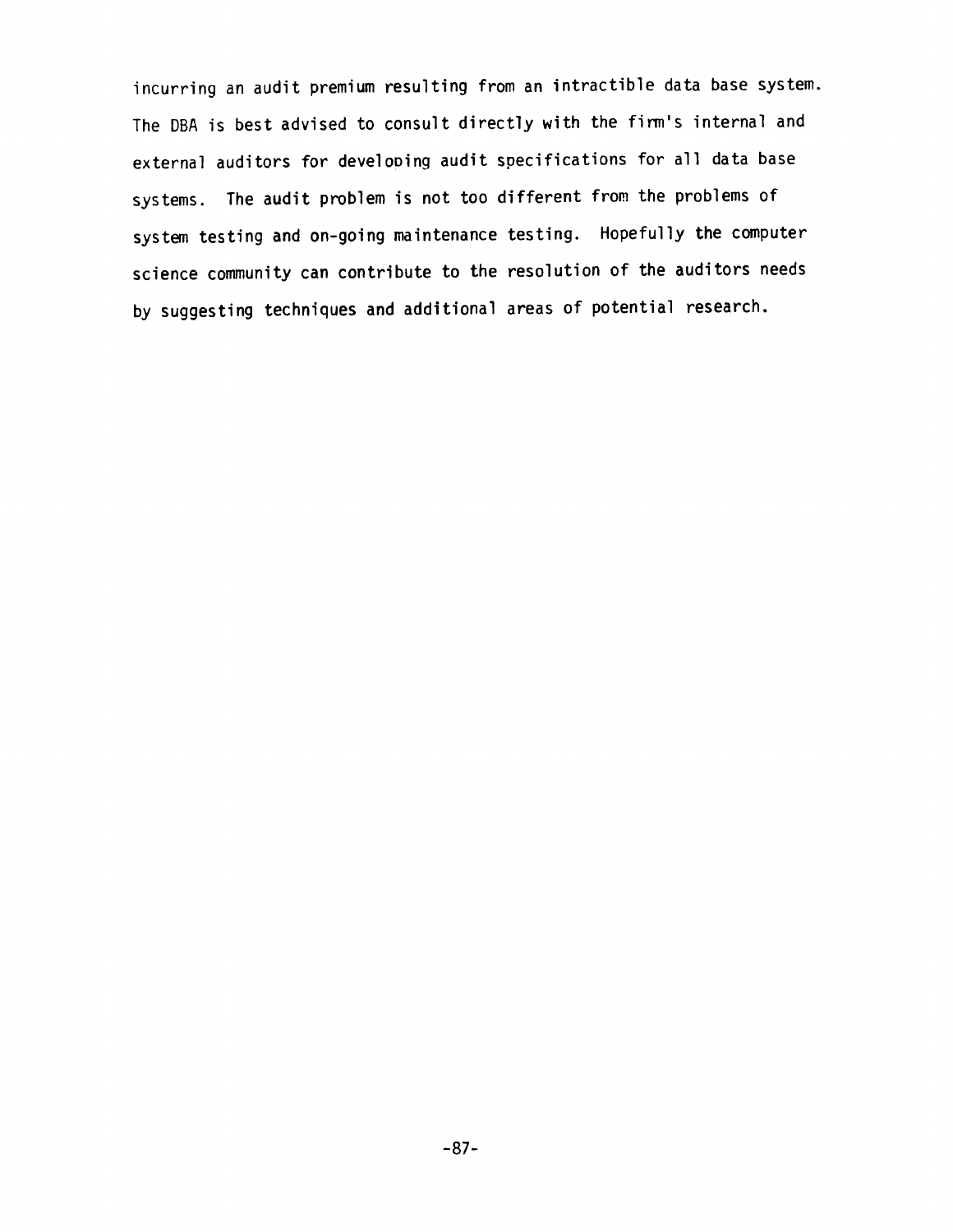incurring an audit premium resulting from an intractible data base system. The DBA is best advised to consult directly with the firm's internal and external auditors for developing audit specifications for all data base systems. The audit problem is not too different from the problems of system testing and on-going maintenance testing. Hopefully the computer science community can contribute to the resolution of the auditors needs by suggesting techniques and additional areas of potential research.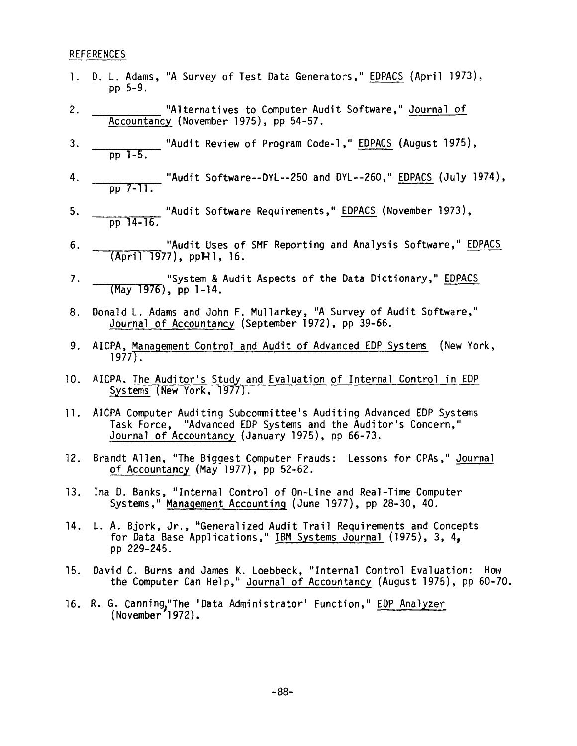REFERENCES

1. D. L. Adams, "A Survey of Test Data Generators," EDPACS (April 1973), pp 5-9.
2. __________ "Alternatives to Computer Audit Software," Journal of Accountancy (November 1975), pp 54-57.
3. __________ "Audit Review of Program Code-1," EDPACS (August 1975), pp 1-5.
4. __________ "Audit Software--DYL--250 and DYL--260," EDPACS (July 1974), pp 7-11.
5. __________ "Audit Software Requirements," EDPACS (November 1973), pp 14-16.
6. __________ "Audit Uses of SMF Reporting and Analysis Software," EDPACS (April 1977), pp 11, 16.
7. __________ "System & Audit Aspects of the Data Dictionary," EDPACS (May 1976), pp 1-14.
8. Donald L. Adams and John F. Mullarkey, "A Survey of Audit Software," Journal of Accountancy (September 1972), pp 39-66.
9. AICPA, Management Control and Audit of Advanced EDP Systems (New York, 1977).
10. AICPA, The Auditor's Study and Evaluation of Internal Control in EDP Systems (New York, 1977).
11. AICPA Computer Auditing Subcommittee's Auditing Advanced EDP Systems Task Force, "Advanced EDP Systems and the Auditor's Concern," Journal of Accountancy (January 1975), pp 66-73.
12. Brandt Allen, "The Biggest Computer Frauds: Lessons for CPAs," Journal of Accountancy (May 1977), pp 52-62.
13. Ina D. Banks, "Internal Control of On-Line and Real-Time Computer Systems," Management Accounting (June 1977), pp 28-30, 40.
14. L. A. Bjork, Jr., "Generalized Audit Trail Requirements and Concepts for Data Base Applications," IBM Systems Journal (1975), 3, 4, pp 229-245.
15. David C. Burns and James K. Loebbeck, "Internal Control Evaluation: How the Computer Can Help," Journal of Accountancy (August 1975), pp 60-70.
16. R. G. Canning, "The 'Data Administrator' Function," EDP Analyzer (November 1972).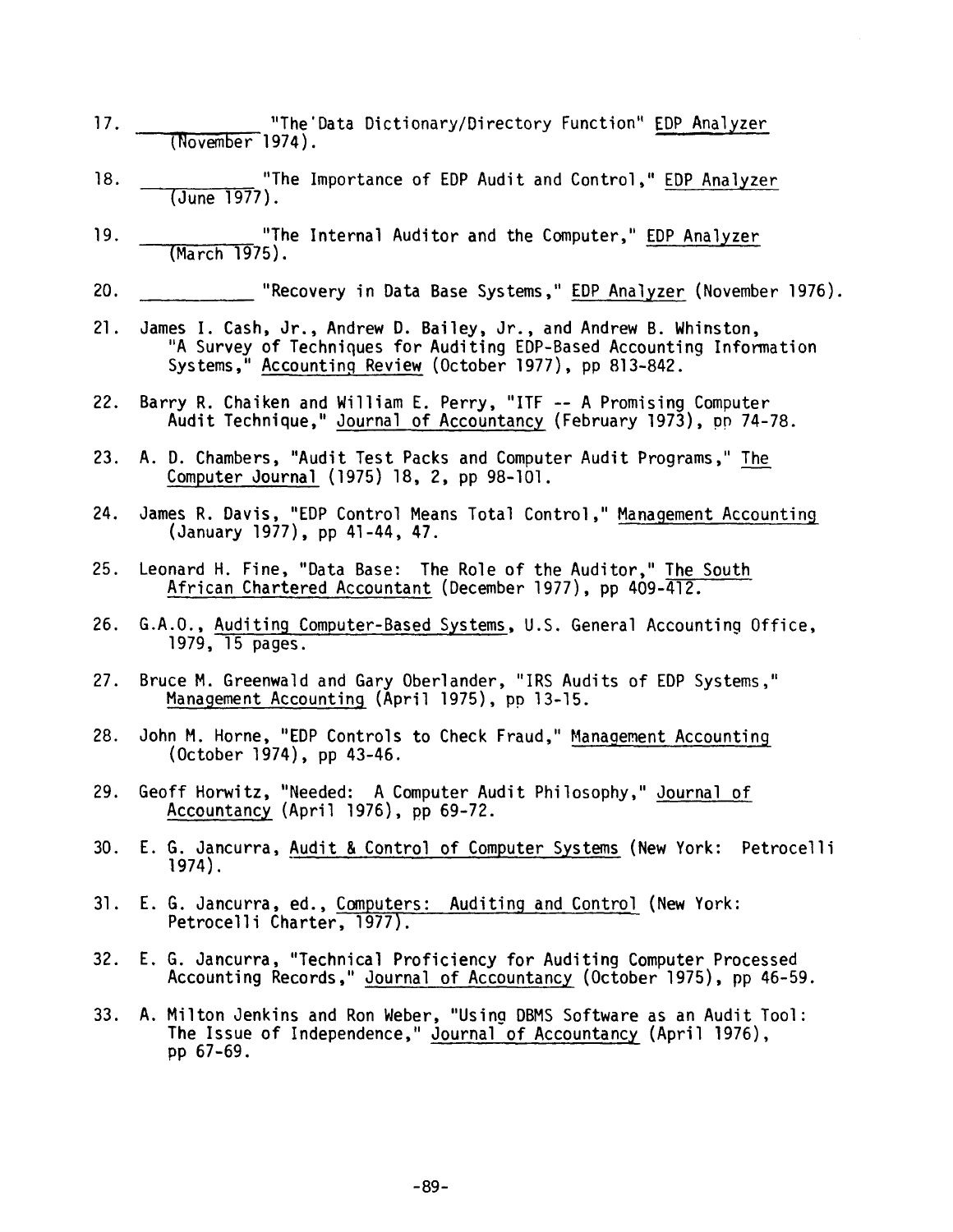17. __________ "The Data Dictionary/Directory Function" EDP Analyzer (November 1974).

18. __________ "The Importance of EDP Audit and Control," EDP Analyzer (June 1977).

19. __________ "The Internal Auditor and the Computer," EDP Analyzer (March 1975).

20. __________ "Recovery in Data Base Systems," EDP Analyzer (November 1976).

21. James I. Cash, Jr., Andrew D. Bailey, Jr., and Andrew B. Whinston, "A Survey of Techniques for Auditing EDP-Based Accounting Information Systems," Accounting Review (October 1977), pp 813-842.

22. Barry R. Chaiken and William E. Perry, "ITF -- A Promising Computer Audit Technique," Journal of Accountancy (February 1973), pp 74-78.

23. A. D. Chambers, "Audit Test Packs and Computer Audit Programs," The Computer Journal (1975) 18, 2, pp 98-101.

24. James R. Davis, "EDP Control Means Total Control," Management Accounting (January 1977), pp 41-44, 47.

25. Leonard H. Fine, "Data Base: The Role of the Auditor," The South African Chartered Accountant (December 1977), pp 409-412.

26. G.A.O., Auditing Computer-Based Systems, U.S. General Accounting Office, 1979, 15 pages.

27. Bruce M. Greenwald and Gary Oberlander, "IRS Audits of EDP Systems," Management Accounting (April 1975), pp 13-15.

28. John M. Horne, "EDP Controls to Check Fraud," Management Accounting (October 1974), pp 43-46.

29. Geoff Horwitz, "Needed: A Computer Audit Philosophy," Journal of Accountancy (April 1976), pp 69-72.

30. E. G. Jancurra, Audit & Control of Computer Systems (New York: Petrocelli 1974).

31. E. G. Jancurra, ed., Computers: Auditing and Control (New York: Petrocelli Charter, 1977).

32. E. G. Jancurra, "Technical Proficiency for Auditing Computer Processed Accounting Records," Journal of Accountancy (October 1975), pp 46-59.

33. A. Milton Jenkins and Ron Weber, "Using DBMS Software as an Audit Tool: The Issue of Independence," Journal of Accountancy (April 1976), pp 67-69.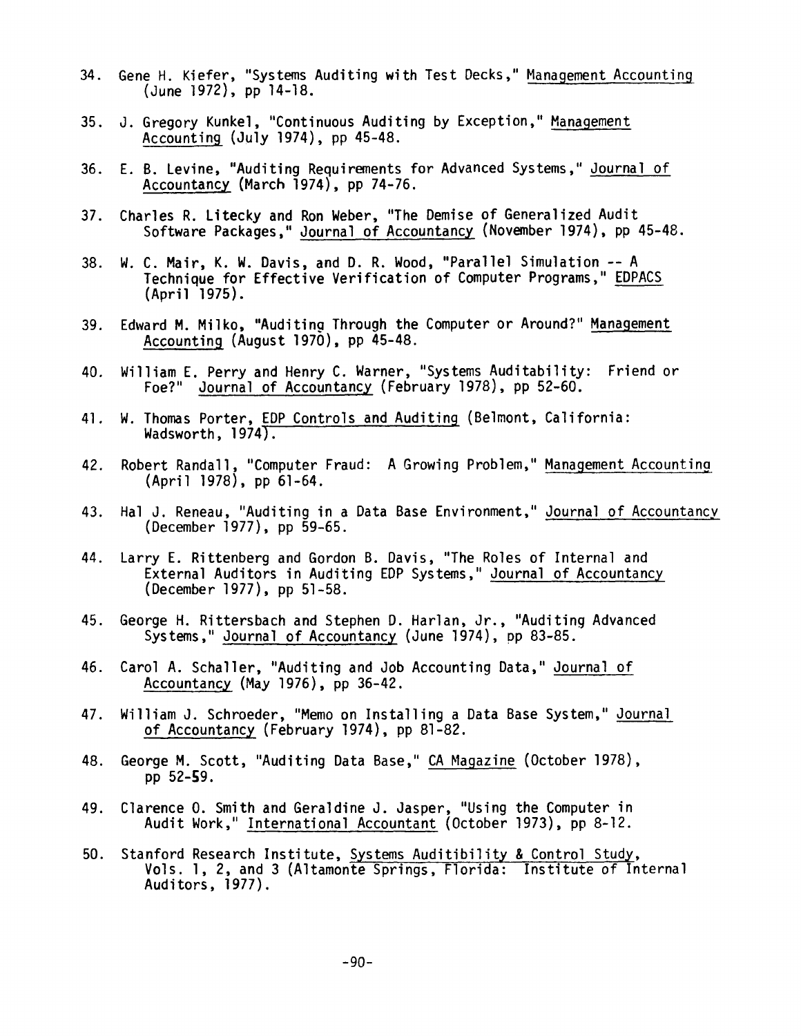34. Gene H. Kiefer, "Systems Auditing with Test Decks," Management Accounting (June 1972), pp 14-18.

35. J. Gregory Kunkel, "Continuous Auditing by Exception," Management Accounting (July 1974), pp 45-48.

36. E. B. Levine, "Auditing Requirements for Advanced Systems," Journal of Accountancy (March 1974), pp 74-76.

37. Charles R. Litecky and Ron Weber, "The Demise of Generalized Audit Software Packages," Journal of Accountancy (November 1974), pp 45-48.

38. W. C. Mair, K. W. Davis, and D. R. Wood, "Parallel Simulation -- A Technique for Effective Verification of Computer Programs," EDPACS (April 1975).

39. Edward M. Milko, "Auditing Through the Computer or Around?" Management Accounting (August 1970), pp 45-48.

40. William E. Perry and Henry C. Warner, "Systems Auditability: Friend or Foe?" Journal of Accountancy (February 1978), pp 52-60.

41. W. Thomas Porter, EDP Controls and Auditing (Belmont, California: Wadsworth, 1974).

42. Robert Randall, "Computer Fraud: A Growing Problem," Management Accounting (April 1978), pp 61-64.

43. Hal J. Reneau, "Auditing in a Data Base Environment," Journal of Accountancy (December 1977), pp 59-65.

44. Larry E. Rittenberg and Gordon B. Davis, "The Roles of Internal and External Auditors in Auditing EDP Systems," Journal of Accountancy (December 1977), pp 51-58.

45. George H. Rittersbach and Stephen D. Harlan, Jr., "Auditing Advanced Systems," Journal of Accountancy (June 1974), pp 83-85.

46. Carol A. Schaller, "Auditing and Job Accounting Data," Journal of Accountancy (May 1976), pp 36-42.

47. William J. Schroeder, "Memo on Installing a Data Base System," Journal of Accountancy (February 1974), pp 81-82.

48. George M. Scott, "Auditing Data Base," CA Magazine (October 1978), pp 52-59.

49. Clarence O. Smith and Geraldine J. Jasper, "Using the Computer in Audit Work," International Accountant (October 1973), pp 8-12.

50. Stanford Research Institute, Systems Auditibility & Control Study, Vols. 1, 2, and 3 (Altamonte Springs, Florida: Institute of Internal Auditors, 1977).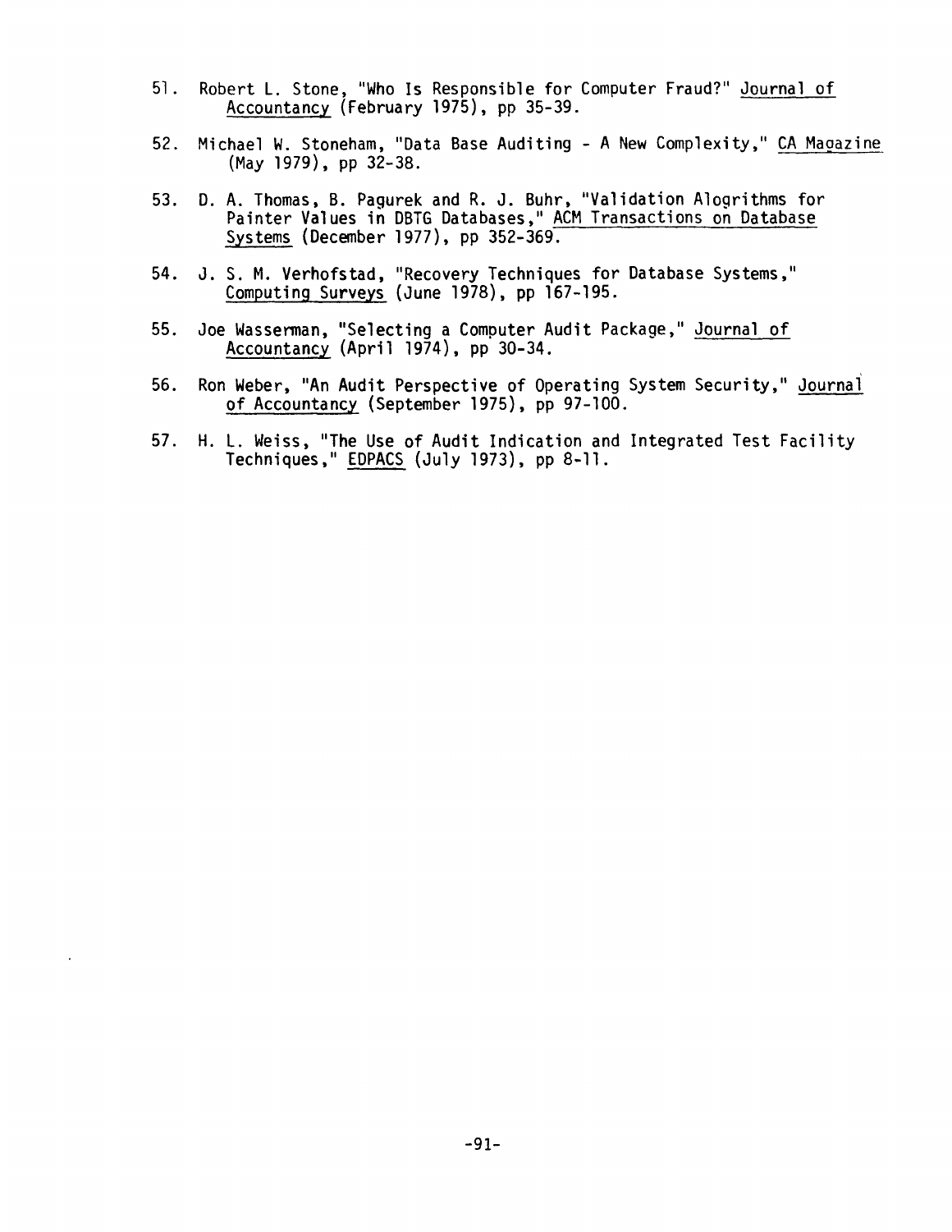51. Robert L. Stone, "Who Is Responsible for Computer Fraud?" Journal of Accountancy (February 1975), pp 35-39.

52. Michael W. Stoneham, "Data Base Auditing - A New Complexity," CA Magazine (May 1979), pp 32-38.

53. D. A. Thomas, B. Pagurek and R. J. Buhr, "Validation Alogrithms for Painter Values in DBTG Databases," ACM Transactions on Database Systems (December 1977), pp 352-369.

54. J. S. M. Verhofstad, "Recovery Techniques for Database Systems," Computing Surveys (June 1978), pp 167-195.

55. Joe Wasserman, "Selecting a Computer Audit Package," Journal of Accountancy (April 1974), pp 30-34.

56. Ron Weber, "An Audit Perspective of Operating System Security," Journal of Accountancy (September 1975), pp 97-100.

57. H. L. Weiss, "The Use of Audit Indication and Integrated Test Facility Techniques," EDPACS (July 1973), pp 8-11.